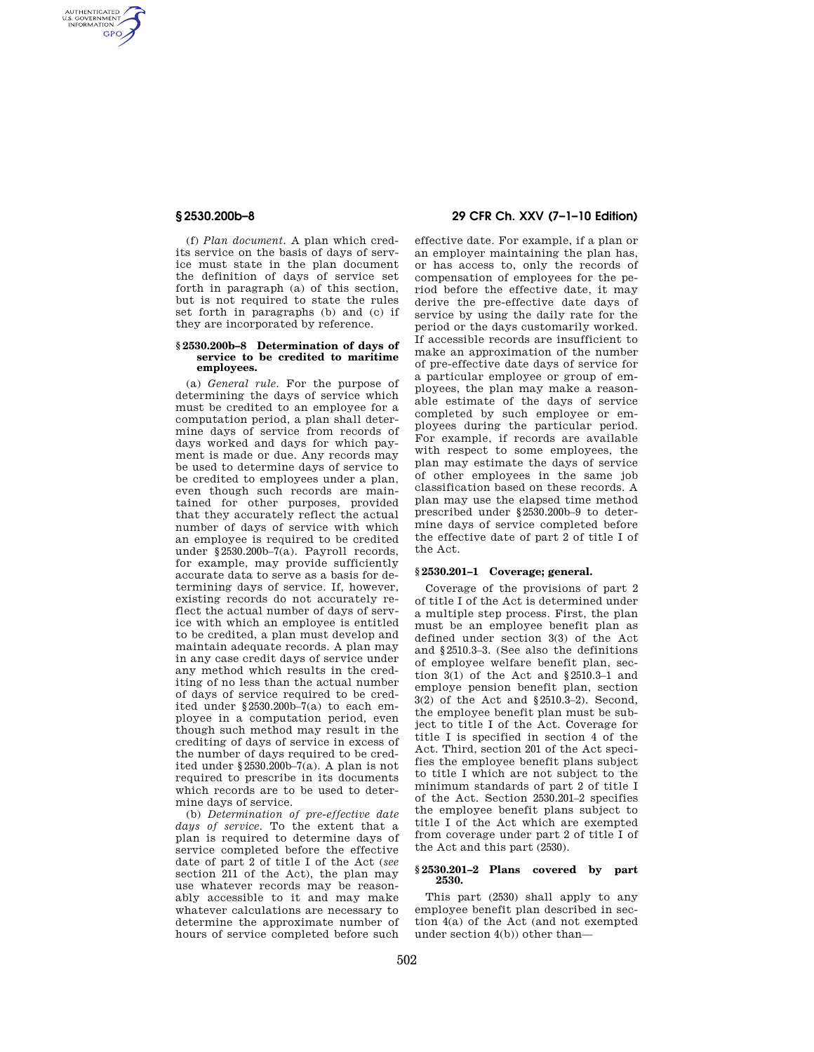(f) *Plan document.* A plan which credits service on the basis of days of service must state in the plan document the definition of days of service set forth in paragraph (a) of this section, but is not required to state the rules set forth in paragraphs (b) and (c) if they are incorporated by reference.

### § 2530.200b–8 Determination of days of service to be credited to maritime employees.

(a) *General rule.* For the purpose of determining the days of service which must be credited to an employee for a computation period, a plan shall determine days of service from records of days worked and days for which payment is made or due. Any records may be used to determine days of service to be credited to employees under a plan, even though such records are maintained for other purposes, provided that they accurately reflect the actual number of days of service with which an employee is required to be credited under § 2530.200b–7(a). Payroll records, for example, may provide sufficiently accurate data to serve as a basis for determining days of service. If, however, existing records do not accurately reflect the actual number of days of service with which an employee is entitled to be credited, a plan must develop and maintain adequate records. A plan may in any case credit days of service under any method which results in the crediting of no less than the actual number of days of service required to be credited under § 2530.200b–7(a) to each employee in a computation period, even though such method may result in the crediting of days of service in excess of the number of days required to be credited under § 2530.200b–7(a). A plan is not required to prescribe in its documents which records are to be used to determine days of service.

(b) *Determination of pre-effective date days of service.* To the extent that a plan is required to determine days of service completed before the effective date of part 2 of title I of the Act (*see* section 211 of the Act), the plan may use whatever records may be reasonably accessible to it and may make whatever calculations are necessary to determine the approximate number of hours of service completed before such effective date. For example, if a plan or an employer maintaining the plan has, or has access to, only the records of compensation of employees for the period before the effective date, it may derive the pre-effective date days of service by using the daily rate for the period or the days customarily worked. If accessible records are insufficient to make an approximation of the number of pre-effective date days of service for a particular employee or group of employees, the plan may make a reasonable estimate of the days of service completed by such employee or employees during the particular period. For example, if records are available with respect to some employees, the plan may estimate the days of service of other employees in the same job classification based on these records. A plan may use the elapsed time method prescribed under § 2530.200b–9 to determine days of service completed before the effective date of part 2 of title I of the Act.

### § 2530.201–1 Coverage; general.

Coverage of the provisions of part 2 of title I of the Act is determined under a multiple step process. First, the plan must be an employee benefit plan as defined under section 3(3) of the Act and § 2510.3–3. (See also the definitions of employee welfare benefit plan, section 3(1) of the Act and § 2510.3–1 and employe pension benefit plan, section 3(2) of the Act and § 2510.3–2). Second, the employee benefit plan must be subject to title I of the Act. Coverage for title I is specified in section 4 of the Act. Third, section 201 of the Act specifies the employee benefit plans subject to title I which are not subject to the minimum standards of part 2 of title I of the Act. Section 2530.201–2 specifies the employee benefit plans subject to title I of the Act which are exempted from coverage under part 2 of title I of the Act and this part (2530).

### § 2530.201–2 Plans covered by part 2530.

This part (2530) shall apply to any employee benefit plan described in section 4(a) of the Act (and not exempted under section 4(b)) other than—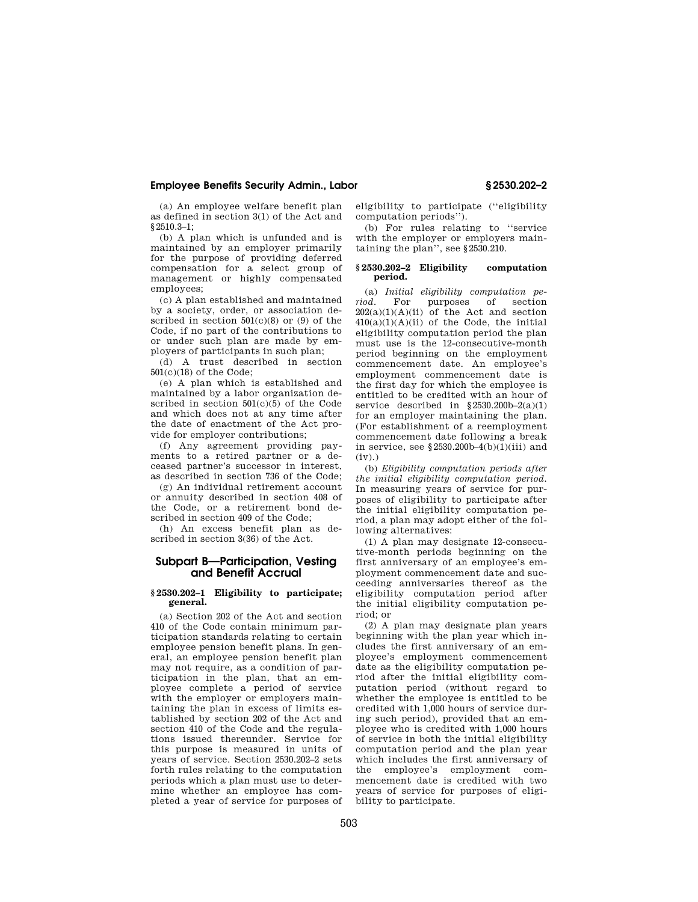(a) An employee welfare benefit plan as defined in section 3(1) of the Act and §2510.3–1;

(b) A plan which is unfunded and is maintained by an employer primarily for the purpose of providing deferred compensation for a select group of management or highly compensated employees;

(c) A plan established and maintained by a society, order, or association described in section 501(c)(8) or (9) of the Code, if no part of the contributions to or under such plan are made by employers of participants in such plan;

(d) A trust described in section 501(c)(18) of the Code;

(e) A plan which is established and maintained by a labor organization described in section 501(c)(5) of the Code and which does not at any time after the date of enactment of the Act provide for employer contributions;

(f) Any agreement providing payments to a retired partner or a deceased partner's successor in interest, as described in section 736 of the Code;

(g) An individual retirement account or annuity described in section 408 of the Code, or a retirement bond described in section 409 of the Code;

(h) An excess benefit plan as described in section 3(36) of the Act.

## Subpart B—Participation, Vesting and Benefit Accrual

### §2530.202–1 Eligibility to participate; general.

(a) Section 202 of the Act and section 410 of the Code contain minimum participation standards relating to certain employee pension benefit plans. In general, an employee pension benefit plan may not require, as a condition of participation in the plan, that an employee complete a period of service with the employer or employers maintaining the plan in excess of limits established by section 202 of the Act and section 410 of the Code and the regulations issued thereunder. Service for this purpose is measured in units of years of service. Section 2530.202–2 sets forth rules relating to the computation periods which a plan must use to determine whether an employee has completed a year of service for purposes of eligibility to participate (''eligibility computation periods'').

(b) For rules relating to ''service with the employer or employers maintaining the plan'', see §2530.210.

### §2530.202–2 Eligibility computation period.

(a) *Initial eligibility computation period.* For purposes of section 202(a)(1)(A)(ii) of the Act and section 410(a)(1)(A)(ii) of the Code, the initial eligibility computation period the plan must use is the 12-consecutive-month period beginning on the employment commencement date. An employee's employment commencement date is the first day for which the employee is entitled to be credited with an hour of service described in §2530.200b–2(a)(1) for an employer maintaining the plan. (For establishment of a reemployment commencement date following a break in service, see §2530.200b–4(b)(1)(iii) and (iv).)

(b) *Eligibility computation periods after the initial eligibility computation period.* In measuring years of service for purposes of eligibility to participate after the initial eligibility computation period, a plan may adopt either of the following alternatives:

(1) A plan may designate 12-consecutive-month periods beginning on the first anniversary of an employee's employment commencement date and succeeding anniversaries thereof as the eligibility computation period after the initial eligibility computation period; or

(2) A plan may designate plan years beginning with the plan year which includes the first anniversary of an employee's employment commencement date as the eligibility computation period after the initial eligibility computation period (without regard to whether the employee is entitled to be credited with 1,000 hours of service during such period), provided that an employee who is credited with 1,000 hours of service in both the initial eligibility computation period and the plan year which includes the first anniversary of the employee's employment commencement date is credited with two years of service for purposes of eligibility to participate.